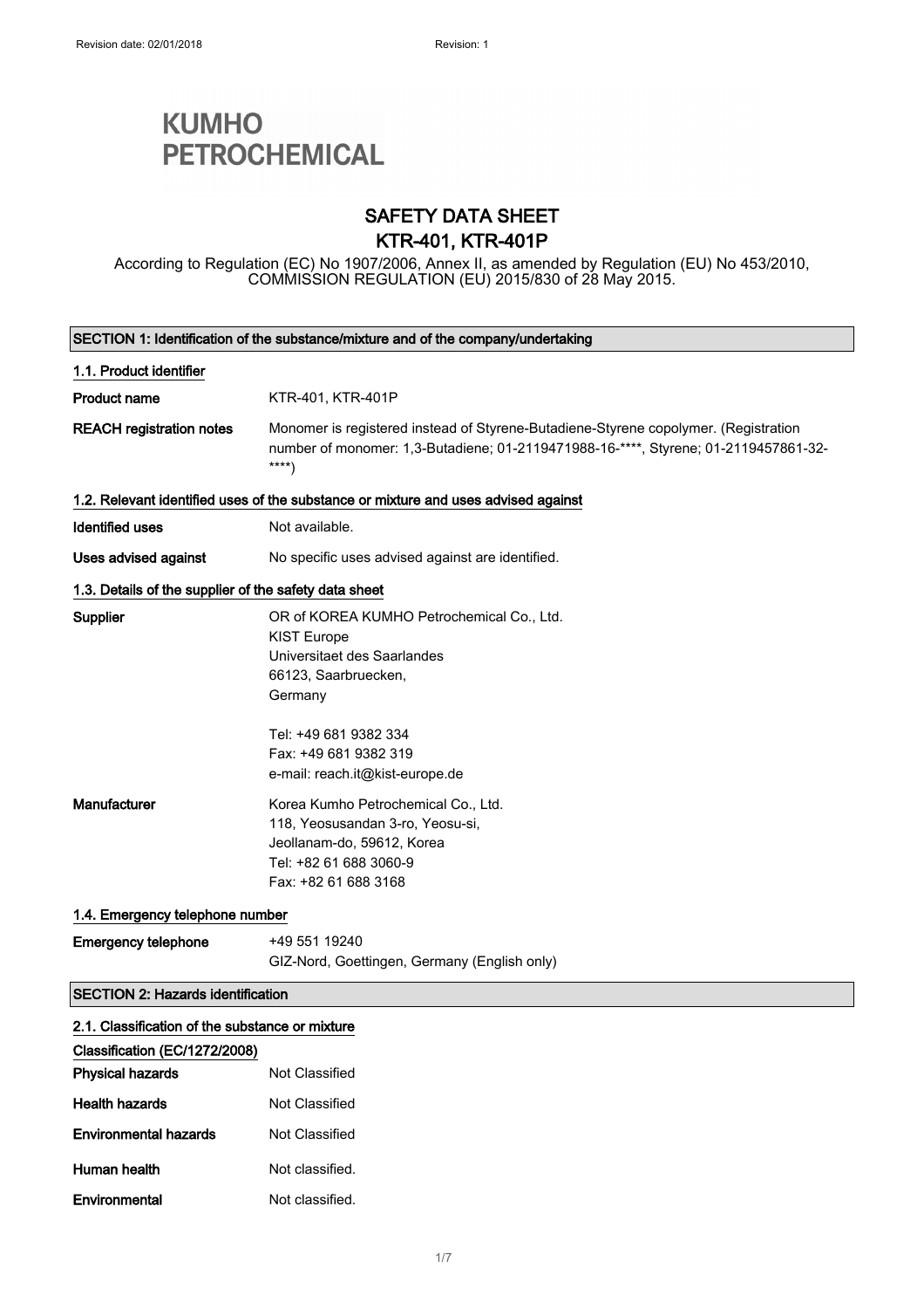Revision date: 02/01/2018 Revision: 1

**KUMHO PETROCHEMICAL**

# SAFETY DATA SHEET
# KTR-401, KTR-401P

According to Regulation (EC) No 1907/2006, Annex II, as amended by Regulation (EU) No 453/2010, COMMISSION REGULATION (EU) 2015/830 of 28 May 2015.

## SECTION 1: Identification of the substance/mixture and of the company/undertaking

### 1.1. Product identifier

| | |
|---|---|
| **Product name** | KTR-401, KTR-401P |
| **REACH registration notes** | Monomer is registered instead of Styrene-Butadiene-Styrene copolymer. (Registration number of monomer: 1,3-Butadiene; 01-2119471988-16-****, Styrene; 01-2119457861-32-****) |

### 1.2. Relevant identified uses of the substance or mixture and uses advised against

| | |
|---|---|
| **Identified uses** | Not available. |
| **Uses advised against** | No specific uses advised against are identified. |

### 1.3. Details of the supplier of the safety data sheet

**Supplier**
OR of KOREA KUMHO Petrochemical Co., Ltd.
KIST Europe
Universitaet des Saarlandes
66123, Saarbruecken,
Germany

Tel: +49 681 9382 334
Fax: +49 681 9382 319
e-mail: reach.it@kist-europe.de

**Manufacturer**
Korea Kumho Petrochemical Co., Ltd.
118, Yeosusandan 3-ro, Yeosu-si,
Jeollanam-do, 59612, Korea
Tel: +82 61 688 3060-9
Fax: +82 61 688 3168

### 1.4. Emergency telephone number

**Emergency telephone**
+49 551 19240
GIZ-Nord, Goettingen, Germany (English only)

## SECTION 2: Hazards identification

### 2.1. Classification of the substance or mixture

**Classification (EC/1272/2008)**

| | |
|---|---|
| **Physical hazards** | Not Classified |
| **Health hazards** | Not Classified |
| **Environmental hazards** | Not Classified |
| **Human health** | Not classified. |
| **Environmental** | Not classified. |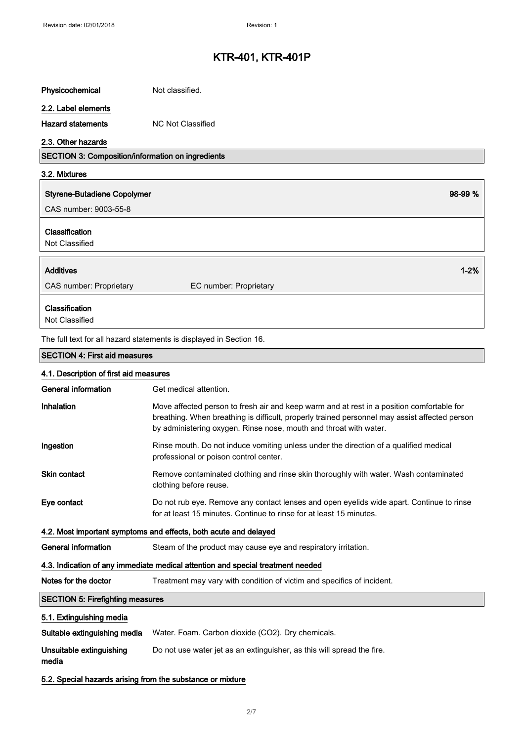| | |
|---|---|
| **Physicochemical** | Not classified. |

### 2.2. Label elements

| | |
|---|---|
| **Hazard statements** | NC Not Classified |

### 2.3. Other hazards

## SECTION 3: Composition/information on ingredients

### 3.2. Mixtures

**Styrene-Butadiene Copolymer** 98-99 %

CAS number: 9003-55-8

**Classification**
Not Classified

**Additives** 1-2%

CAS number: Proprietary EC number: Proprietary

**Classification**
Not Classified

The full text for all hazard statements is displayed in Section 16.

## SECTION 4: First aid measures

### 4.1. Description of first aid measures

| | |
|---|---|
| **General information** | Get medical attention. |
| **Inhalation** | Move affected person to fresh air and keep warm and at rest in a position comfortable for breathing. When breathing is difficult, properly trained personnel may assist affected person by administering oxygen. Rinse nose, mouth and throat with water. |
| **Ingestion** | Rinse mouth. Do not induce vomiting unless under the direction of a qualified medical professional or poison control center. |
| **Skin contact** | Remove contaminated clothing and rinse skin thoroughly with water. Wash contaminated clothing before reuse. |
| **Eye contact** | Do not rub eye. Remove any contact lenses and open eyelids wide apart. Continue to rinse for at least 15 minutes. Continue to rinse for at least 15 minutes. |

### 4.2. Most important symptoms and effects, both acute and delayed

| | |
|---|---|
| **General information** | Steam of the product may cause eye and respiratory irritation. |

### 4.3. Indication of any immediate medical attention and special treatment needed

| | |
|---|---|
| **Notes for the doctor** | Treatment may vary with condition of victim and specifics of incident. |

## SECTION 5: Firefighting measures

### 5.1. Extinguishing media

| | |
|---|---|
| **Suitable extinguishing media** | Water. Foam. Carbon dioxide ($CO_2$). Dry chemicals. |
| **Unsuitable extinguishing media** | Do not use water jet as an extinguisher, as this will spread the fire. |

### 5.2. Special hazards arising from the substance or mixture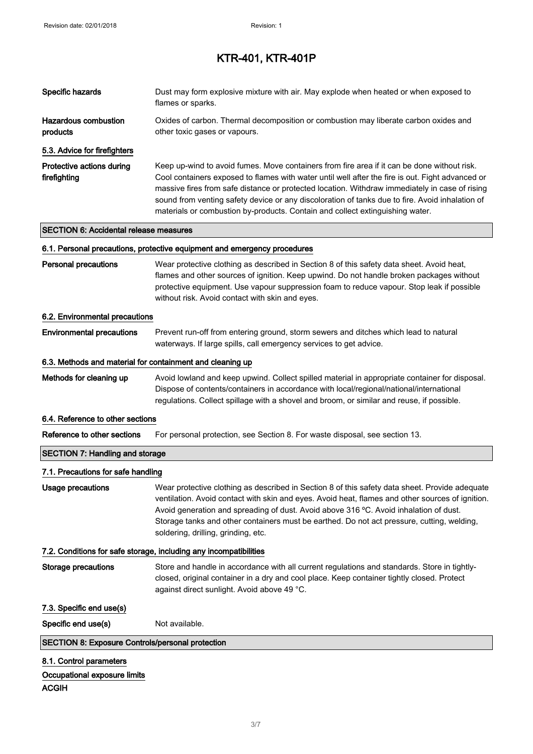| | |
|---|---|
| **Specific hazards** | Dust may form explosive mixture with air. May explode when heated or when exposed to flames or sparks. |
| **Hazardous combustion products** | Oxides of carbon. Thermal decomposition or combustion may liberate carbon oxides and other toxic gases or vapours. |

### 5.3. Advice for firefighters

| | |
|---|---|
| **Protective actions during firefighting** | Keep up-wind to avoid fumes. Move containers from fire area if it can be done without risk. Cool containers exposed to flames with water until well after the fire is out. Fight advanced or massive fires from safe distance or protected location. Withdraw immediately in case of rising sound from venting safety device or any discoloration of tanks due to fire. Avoid inhalation of materials or combustion by-products. Contain and collect extinguishing water. |

## SECTION 6: Accidental release measures

### 6.1. Personal precautions, protective equipment and emergency procedures

| | |
|---|---|
| **Personal precautions** | Wear protective clothing as described in Section 8 of this safety data sheet. Avoid heat, flames and other sources of ignition. Keep upwind. Do not handle broken packages without protective equipment. Use vapour suppression foam to reduce vapour. Stop leak if possible without risk. Avoid contact with skin and eyes. |

### 6.2. Environmental precautions

| | |
|---|---|
| **Environmental precautions** | Prevent run-off from entering ground, storm sewers and ditches which lead to natural waterways. If large spills, call emergency services to get advice. |

### 6.3. Methods and material for containment and cleaning up

| | |
|---|---|
| **Methods for cleaning up** | Avoid lowland and keep upwind. Collect spilled material in appropriate container for disposal. Dispose of contents/containers in accordance with local/regional/national/international regulations. Collect spillage with a shovel and broom, or similar and reuse, if possible. |

### 6.4. Reference to other sections

| | |
|---|---|
| **Reference to other sections** | For personal protection, see Section 8. For waste disposal, see section 13. |

## SECTION 7: Handling and storage

### 7.1. Precautions for safe handling

| | |
|---|---|
| **Usage precautions** | Wear protective clothing as described in Section 8 of this safety data sheet. Provide adequate ventilation. Avoid contact with skin and eyes. Avoid heat, flames and other sources of ignition. Avoid generation and spreading of dust. Avoid above 316 ºC. Avoid inhalation of dust. Storage tanks and other containers must be earthed. Do not act pressure, cutting, welding, soldering, drilling, grinding, etc. |

### 7.2. Conditions for safe storage, including any incompatibilities

| | |
|---|---|
| **Storage precautions** | Store and handle in accordance with all current regulations and standards. Store in tightly-closed, original container in a dry and cool place. Keep container tightly closed. Protect against direct sunlight. Avoid above 49 °C. |

### 7.3. Specific end use(s)

| | |
|---|---|
| **Specific end use(s)** | Not available. |

## SECTION 8: Exposure Controls/personal protection

### 8.1. Control parameters

**Occupational exposure limits**

**ACGIH**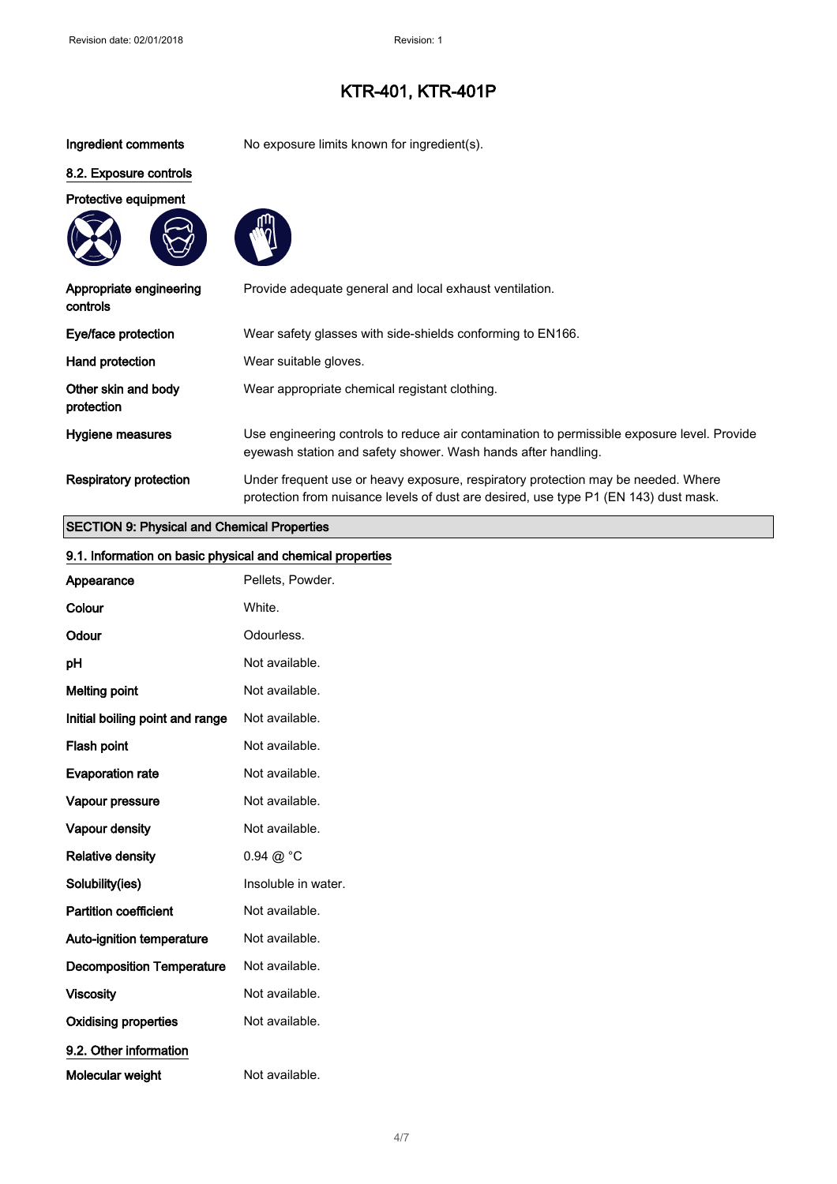**Ingredient comments** No exposure limits known for ingredient(s).

### 8.2. Exposure controls

**Protective equipment**

| | |
|---|---|
| **Appropriate engineering controls** | Provide adequate general and local exhaust ventilation. |
| **Eye/face protection** | Wear safety glasses with side-shields conforming to EN166. |
| **Hand protection** | Wear suitable gloves. |
| **Other skin and body protection** | Wear appropriate chemical registant clothing. |
| **Hygiene measures** | Use engineering controls to reduce air contamination to permissible exposure level. Provide eyewash station and safety shower. Wash hands after handling. |
| **Respiratory protection** | Under frequent use or heavy exposure, respiratory protection may be needed. Where protection from nuisance levels of dust are desired, use type P1 (EN 143) dust mask. |

## SECTION 9: Physical and Chemical Properties

### 9.1. Information on basic physical and chemical properties

| | |
|---|---|
| **Appearance** | Pellets, Powder. |
| **Colour** | White. |
| **Odour** | Odourless. |
| **pH** | Not available. |
| **Melting point** | Not available. |
| **Initial boiling point and range** | Not available. |
| **Flash point** | Not available. |
| **Evaporation rate** | Not available. |
| **Vapour pressure** | Not available. |
| **Vapour density** | Not available. |
| **Relative density** | 0.94 @ °C |
| **Solubility(ies)** | Insoluble in water. |
| **Partition coefficient** | Not available. |
| **Auto-ignition temperature** | Not available. |
| **Decomposition Temperature** | Not available. |
| **Viscosity** | Not available. |
| **Oxidising properties** | Not available. |

### 9.2. Other information

| | |
|---|---|
| **Molecular weight** | Not available. |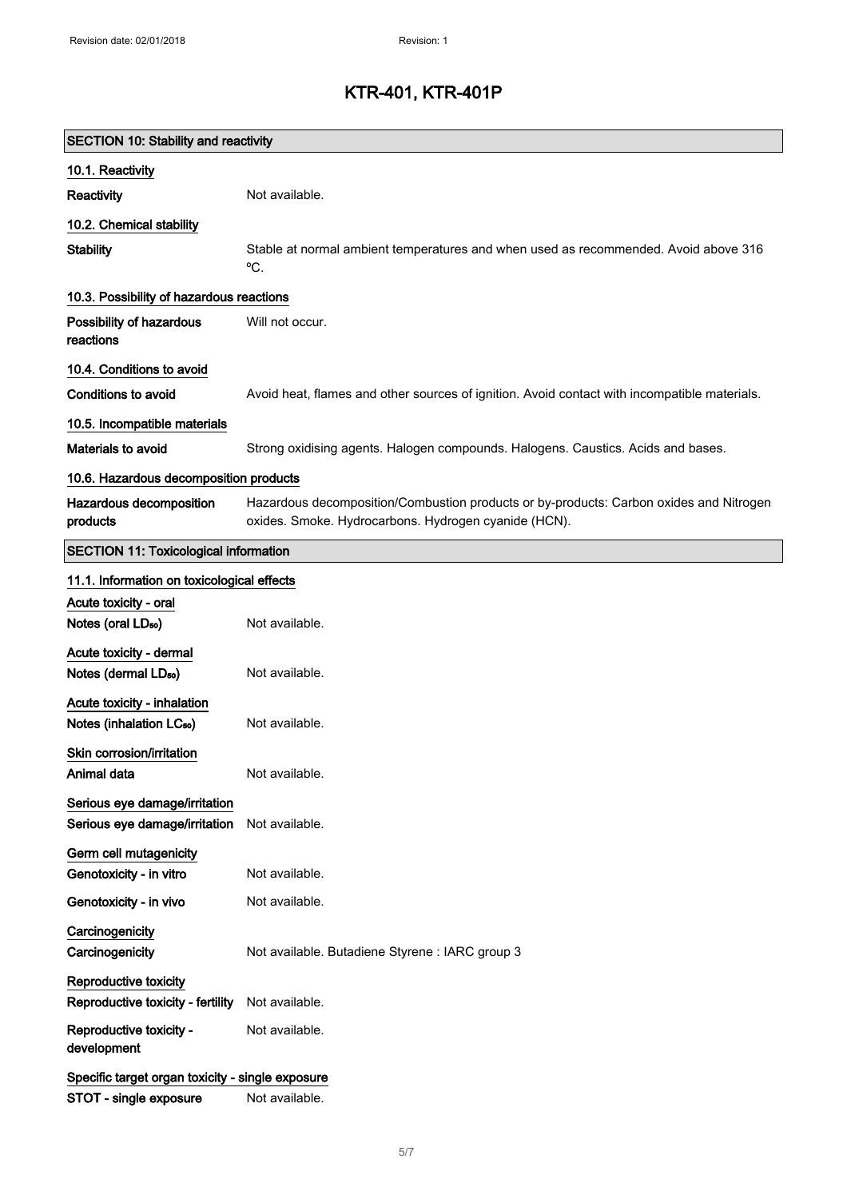## SECTION 10: Stability and reactivity

### 10.1. Reactivity

| | |
|---|---|
| **Reactivity** | Not available. |

### 10.2. Chemical stability

| | |
|---|---|
| **Stability** | Stable at normal ambient temperatures and when used as recommended. Avoid above 316 ºC. |

### 10.3. Possibility of hazardous reactions

| | |
|---|---|
| **Possibility of hazardous reactions** | Will not occur. |

### 10.4. Conditions to avoid

| | |
|---|---|
| **Conditions to avoid** | Avoid heat, flames and other sources of ignition. Avoid contact with incompatible materials. |

### 10.5. Incompatible materials

| | |
|---|---|
| **Materials to avoid** | Strong oxidising agents. Halogen compounds. Halogens. Caustics. Acids and bases. |

### 10.6. Hazardous decomposition products

| | |
|---|---|
| **Hazardous decomposition products** | Hazardous decomposition/Combustion products or by-products: Carbon oxides and Nitrogen oxides. Smoke. Hydrocarbons. Hydrogen cyanide (HCN). |

## SECTION 11: Toxicological information

### 11.1. Information on toxicological effects

**Acute toxicity - oral**

| | |
|---|---|
| **Notes (oral $LD_{50}$)** | Not available. |

**Acute toxicity - dermal**

| | |
|---|---|
| **Notes (dermal $LD_{50}$)** | Not available. |

**Acute toxicity - inhalation**

| | |
|---|---|
| **Notes (inhalation $LC_{50}$)** | Not available. |

**Skin corrosion/irritation**

| | |
|---|---|
| **Animal data** | Not available. |

**Serious eye damage/irritation**

| | |
|---|---|
| **Serious eye damage/irritation** | Not available. |

**Germ cell mutagenicity**

| | |
|---|---|
| **Genotoxicity - in vitro** | Not available. |
| **Genotoxicity - in vivo** | Not available. |

**Carcinogenicity**

| | |
|---|---|
| **Carcinogenicity** | Not available. Butadiene Styrene : IARC group 3 |

**Reproductive toxicity**

| | |
|---|---|
| **Reproductive toxicity - fertility** | Not available. |
| **Reproductive toxicity - development** | Not available. |

**Specific target organ toxicity - single exposure**

| | |
|---|---|
| **STOT - single exposure** | Not available. |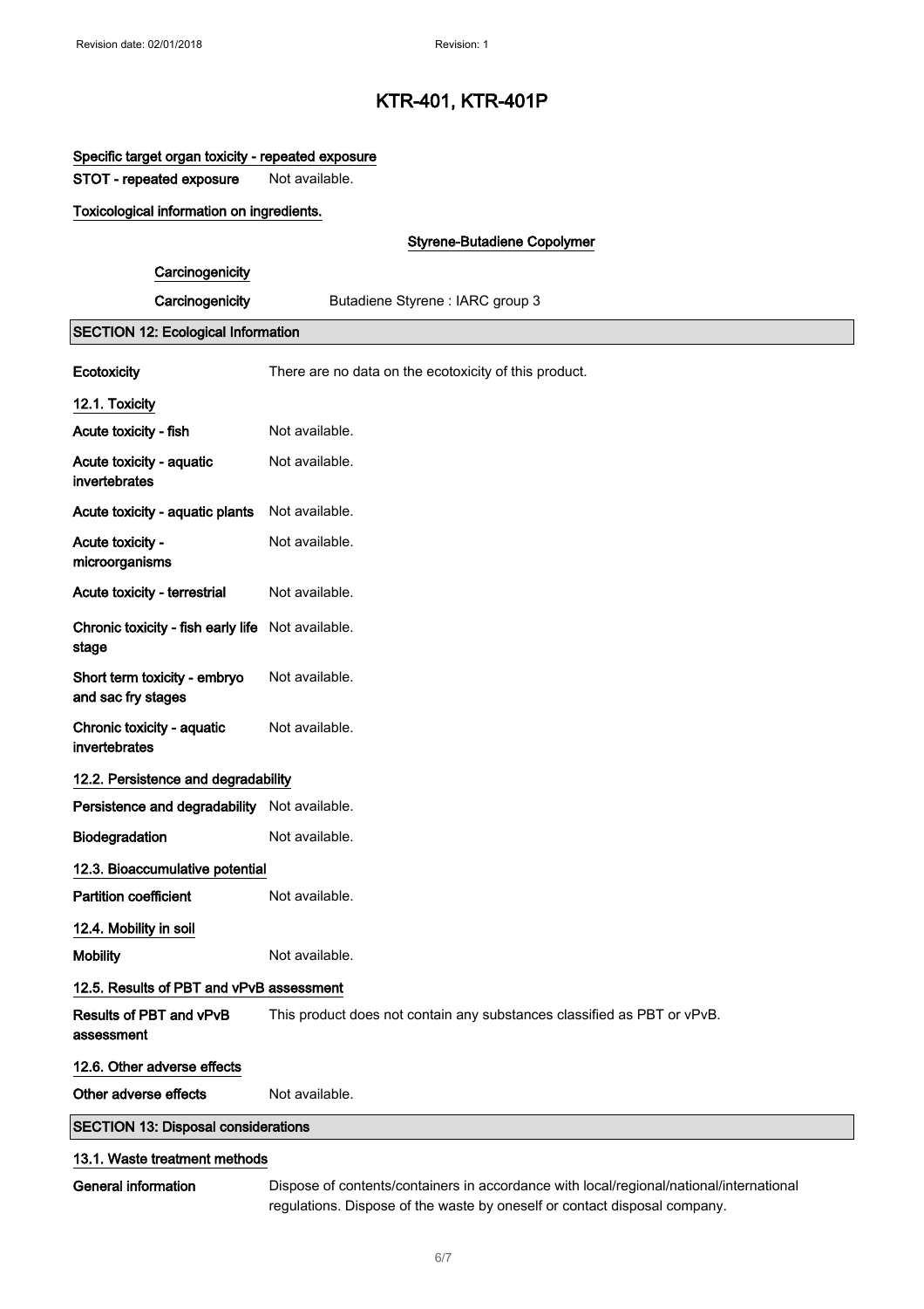# KTR-401, KTR-401P

### Specific target organ toxicity - repeated exposure

**STOT - repeated exposure** Not available.

### Toxicological information on ingredients.

**Styrene-Butadiene Copolymer**

**Carcinogenicity**

**Carcinogenicity** Butadiene Styrene : IARC group 3

## SECTION 12: Ecological Information

**Ecotoxicity** There are no data on the ecotoxicity of this product.

### 12.1. Toxicity

**Acute toxicity - fish** Not available.

**Acute toxicity - aquatic invertebrates** Not available.

**Acute toxicity - aquatic plants** Not available.

**Acute toxicity - microorganisms** Not available.

**Acute toxicity - terrestrial** Not available.

**Chronic toxicity - fish early life stage** Not available.

**Short term toxicity - embryo and sac fry stages** Not available.

**Chronic toxicity - aquatic invertebrates** Not available.

### 12.2. Persistence and degradability

**Persistence and degradability** Not available.

**Biodegradation** Not available.

### 12.3. Bioaccumulative potential

**Partition coefficient** Not available.

### 12.4. Mobility in soil

**Mobility** Not available.

### 12.5. Results of PBT and vPvB assessment

**Results of PBT and vPvB assessment** This product does not contain any substances classified as PBT or vPvB.

### 12.6. Other adverse effects

**Other adverse effects** Not available.

## SECTION 13: Disposal considerations

### 13.1. Waste treatment methods

**General information** Dispose of contents/containers in accordance with local/regional/national/international regulations. Dispose of the waste by oneself or contact disposal company.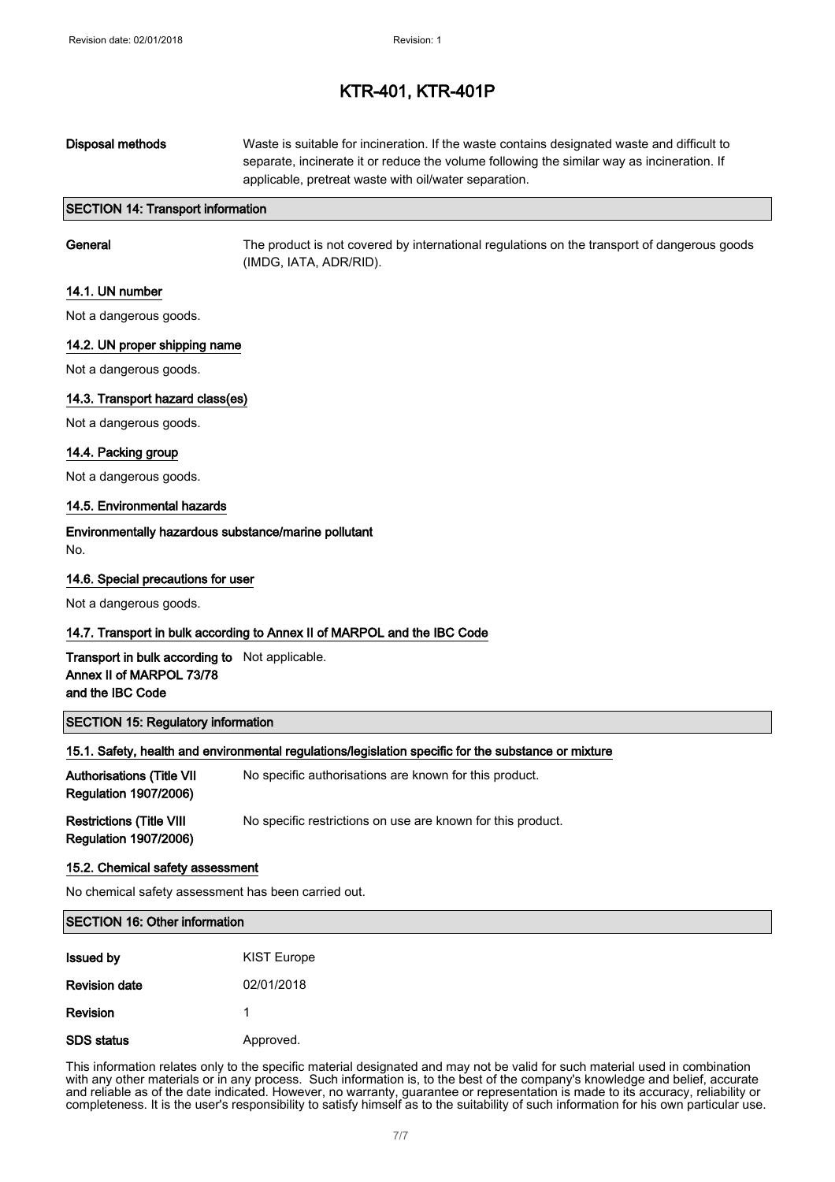# KTR-401, KTR-401P

| | |
|---|---|
| **Disposal methods** | Waste is suitable for incineration. If the waste contains designated waste and difficult to separate, incinerate it or reduce the volume following the similar way as incineration. If applicable, pretreat waste with oil/water separation. |

## SECTION 14: Transport information

| | |
|---|---|
| **General** | The product is not covered by international regulations on the transport of dangerous goods (IMDG, IATA, ADR/RID). |

### 14.1. UN number

Not a dangerous goods.

### 14.2. UN proper shipping name

Not a dangerous goods.

### 14.3. Transport hazard class(es)

Not a dangerous goods.

### 14.4. Packing group

Not a dangerous goods.

### 14.5. Environmental hazards

**Environmentally hazardous substance/marine pollutant**

No.

### 14.6. Special precautions for user

Not a dangerous goods.

### 14.7. Transport in bulk according to Annex II of MARPOL and the IBC Code

| | |
|---|---|
| **Transport in bulk according to Annex II of MARPOL 73/78 and the IBC Code** | Not applicable. |

## SECTION 15: Regulatory information

### 15.1. Safety, health and environmental regulations/legislation specific for the substance or mixture

| | |
|---|---|
| **Authorisations (Title VII Regulation 1907/2006)** | No specific authorisations are known for this product. |
| **Restrictions (Title VIII Regulation 1907/2006)** | No specific restrictions on use are known for this product. |

### 15.2. Chemical safety assessment

No chemical safety assessment has been carried out.

## SECTION 16: Other information

| | |
|---|---|
| **Issued by** | KIST Europe |
| **Revision date** | 02/01/2018 |
| **Revision** | 1 |
| **SDS status** | Approved. |

This information relates only to the specific material designated and may not be valid for such material used in combination with any other materials or in any process. Such information is, to the best of the company's knowledge and belief, accurate and reliable as of the date indicated. However, no warranty, guarantee or representation is made to its accuracy, reliability or completeness. It is the user's responsibility to satisfy himself as to the suitability of such information for his own particular use.